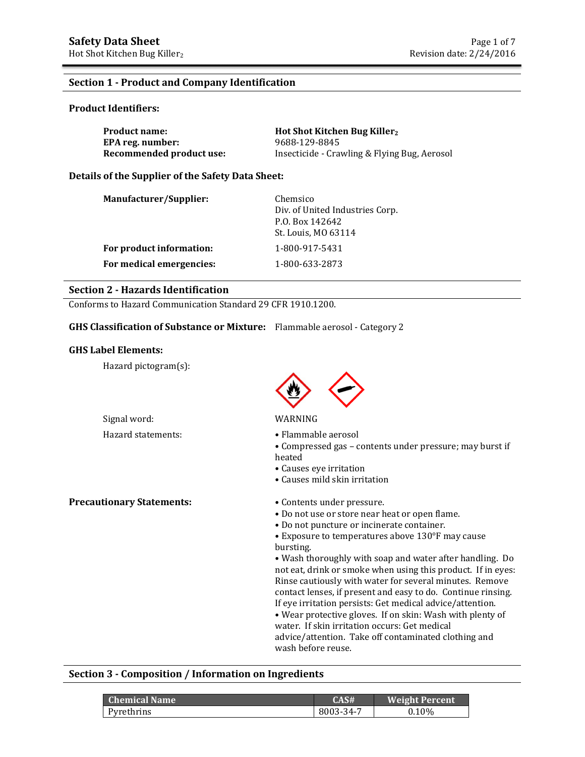# Safety Data Sheet

Hot Shot Kitchen Bug Killer$_2$

## Section 1 - Product and Company Identification

### Product Identifiers:

| | |
|---|---|
| **Product name:** | **Hot Shot Kitchen Bug Killer$_2$** |
| **EPA reg. number:** | 9688-129-8845 |
| **Recommended product use:** | Insecticide - Crawling & Flying Bug, Aerosol |

### Details of the Supplier of the Safety Data Sheet:

| | |
|---|---|
| **Manufacturer/Supplier:** | Chemsico<br>Div. of United Industries Corp.<br>P.O. Box 142642<br>St. Louis, MO 63114 |
| **For product information:** | 1-800-917-5431 |
| **For medical emergencies:** | 1-800-633-2873 |

## Section 2 - Hazards Identification

Conforms to Hazard Communication Standard 29 CFR 1910.1200.

**GHS Classification of Substance or Mixture:** Flammable aerosol - Category 2

### GHS Label Elements:

Hazard pictogram(s):

Signal word: WARNING

Hazard statements:

- Flammable aerosol
- Compressed gas – contents under pressure; may burst if heated
- Causes eye irritation
- Causes mild skin irritation

**Precautionary Statements:**

- Contents under pressure.
- Do not use or store near heat or open flame.
- Do not puncture or incinerate container.
- Exposure to temperatures above 130°F may cause bursting.
- Wash thoroughly with soap and water after handling. Do not eat, drink or smoke when using this product. If in eyes: Rinse cautiously with water for several minutes. Remove contact lenses, if present and easy to do. Continue rinsing. If eye irritation persists: Get medical advice/attention.
- Wear protective gloves. If on skin: Wash with plenty of water. If skin irritation occurs: Get medical advice/attention. Take off contaminated clothing and wash before reuse.

## Section 3 - Composition / Information on Ingredients

| Chemical Name | CAS# | Weight Percent |
|---|---|---|
| Pyrethrins | 8003-34-7 | 0.10% |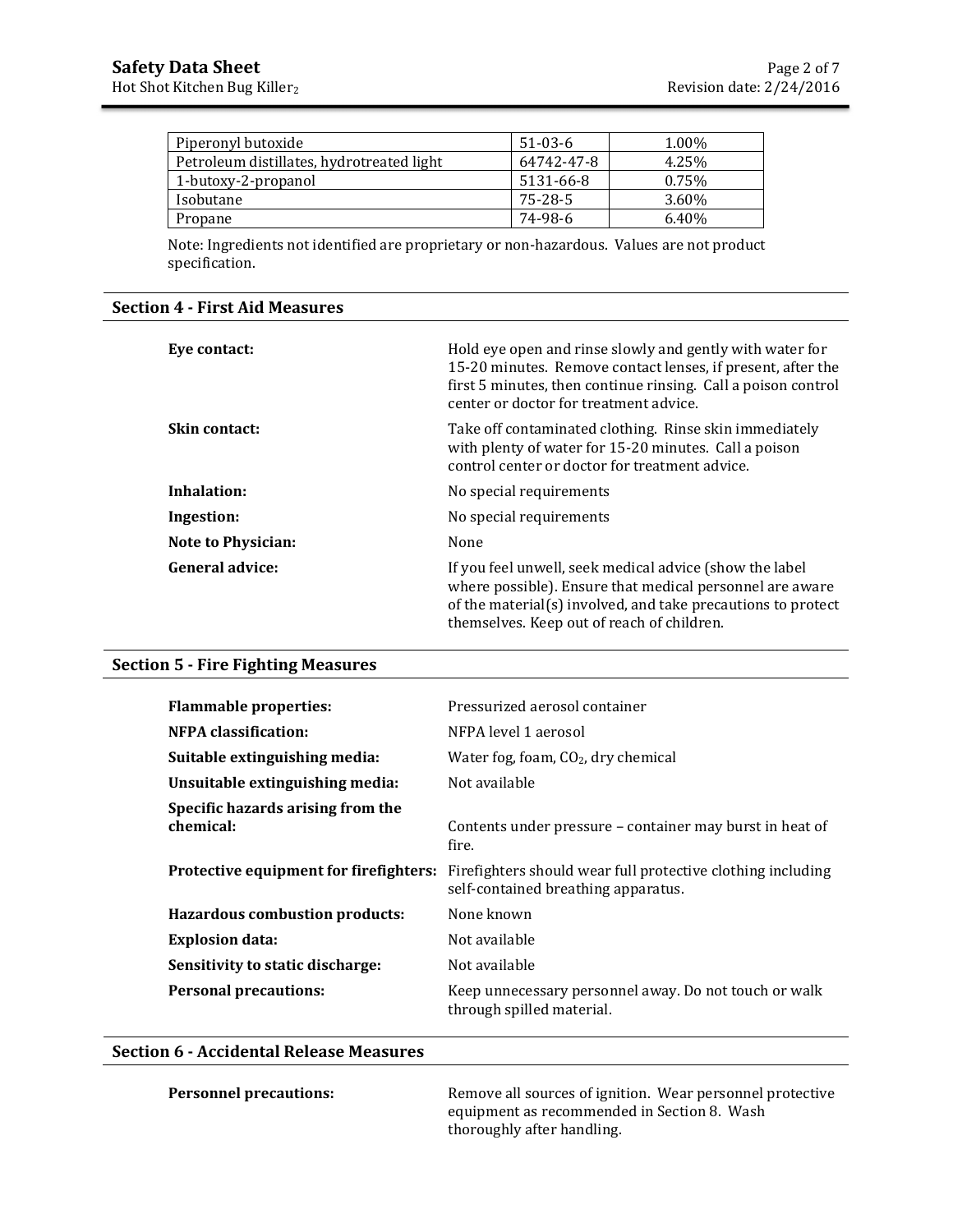| | | |
|---|---|---|
| Piperonyl butoxide | 51-03-6 | 1.00% |
| Petroleum distillates, hydrotreated light | 64742-47-8 | 4.25% |
| 1-butoxy-2-propanol | 5131-66-8 | 0.75% |
| Isobutane | 75-28-5 | 3.60% |
| Propane | 74-98-6 | 6.40% |

Note: Ingredients not identified are proprietary or non-hazardous. Values are not product specification.

## Section 4 - First Aid Measures

**Eye contact:** Hold eye open and rinse slowly and gently with water for 15-20 minutes. Remove contact lenses, if present, after the first 5 minutes, then continue rinsing. Call a poison control center or doctor for treatment advice.

**Skin contact:** Take off contaminated clothing. Rinse skin immediately with plenty of water for 15-20 minutes. Call a poison control center or doctor for treatment advice.

**Inhalation:** No special requirements

**Ingestion:** No special requirements

**Note to Physician:** None

**General advice:** If you feel unwell, seek medical advice (show the label where possible). Ensure that medical personnel are aware of the material(s) involved, and take precautions to protect themselves. Keep out of reach of children.

## Section 5 - Fire Fighting Measures

**Flammable properties:** Pressurized aerosol container

**NFPA classification:** NFPA level 1 aerosol

**Suitable extinguishing media:** Water fog, foam, $CO_2$, dry chemical

**Unsuitable extinguishing media:** Not available

**Specific hazards arising from the chemical:** Contents under pressure – container may burst in heat of fire.

**Protective equipment for firefighters:** Firefighters should wear full protective clothing including self-contained breathing apparatus.

**Hazardous combustion products:** None known

**Explosion data:** Not available

**Sensitivity to static discharge:** Not available

**Personal precautions:** Keep unnecessary personnel away. Do not touch or walk through spilled material.

## Section 6 - Accidental Release Measures

**Personnel precautions:** Remove all sources of ignition. Wear personnel protective equipment as recommended in Section 8. Wash thoroughly after handling.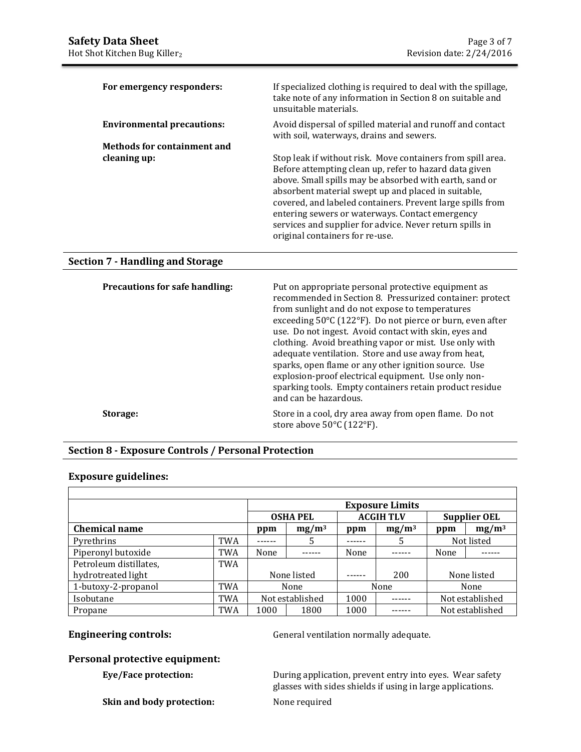**For emergency responders:** If specialized clothing is required to deal with the spillage, take note of any information in Section 8 on suitable and unsuitable materials.

**Environmental precautions:** Avoid dispersal of spilled material and runoff and contact with soil, waterways, drains and sewers.

**Methods for containment and cleaning up:** Stop leak if without risk. Move containers from spill area. Before attempting clean up, refer to hazard data given above. Small spills may be absorbed with earth, sand or absorbent material swept up and placed in suitable, covered, and labeled containers. Prevent large spills from entering sewers or waterways. Contact emergency services and supplier for advice. Never return spills in original containers for re-use.

## Section 7 - Handling and Storage

**Precautions for safe handling:** Put on appropriate personal protective equipment as recommended in Section 8. Pressurized container: protect from sunlight and do not expose to temperatures exceeding 50°C (122°F). Do not pierce or burn, even after use. Do not ingest. Avoid contact with skin, eyes and clothing. Avoid breathing vapor or mist. Use only with adequate ventilation. Store and use away from heat, sparks, open flame or any other ignition source. Use explosion-proof electrical equipment. Use only non-sparking tools. Empty containers retain product residue and can be hazardous.

**Storage:** Store in a cool, dry area away from open flame. Do not store above 50°C (122°F).

## Section 8 - Exposure Controls / Personal Protection

### Exposure guidelines:

| | | Exposure Limits | | | | | |
|---|---|---|---|---|---|---|---|
| | | OSHA PEL | | ACGIH TLV | | Supplier OEL | |
| **Chemical name** | | ppm | $mg/m^3$ | ppm | $mg/m^3$ | ppm | $mg/m^3$ |
| Pyrethrins | TWA | ------ | 5 | ------ | 5 | Not listed | |
| Piperonyl butoxide | TWA | None | ------ | None | ------ | None | ------ |
| Petroleum distillates, hydrotreated light | TWA | None listed | | ------ | 200 | None listed | |
| 1-butoxy-2-propanol | TWA | None | | None | | None | |
| Isobutane | TWA | Not established | | 1000 | ------ | Not established | |
| Propane | TWA | 1000 | 1800 | 1000 | ------ | Not established | |

**Engineering controls:** General ventilation normally adequate.

### Personal protective equipment:

**Eye/Face protection:** During application, prevent entry into eyes. Wear safety glasses with sides shields if using in large applications.

**Skin and body protection:** None required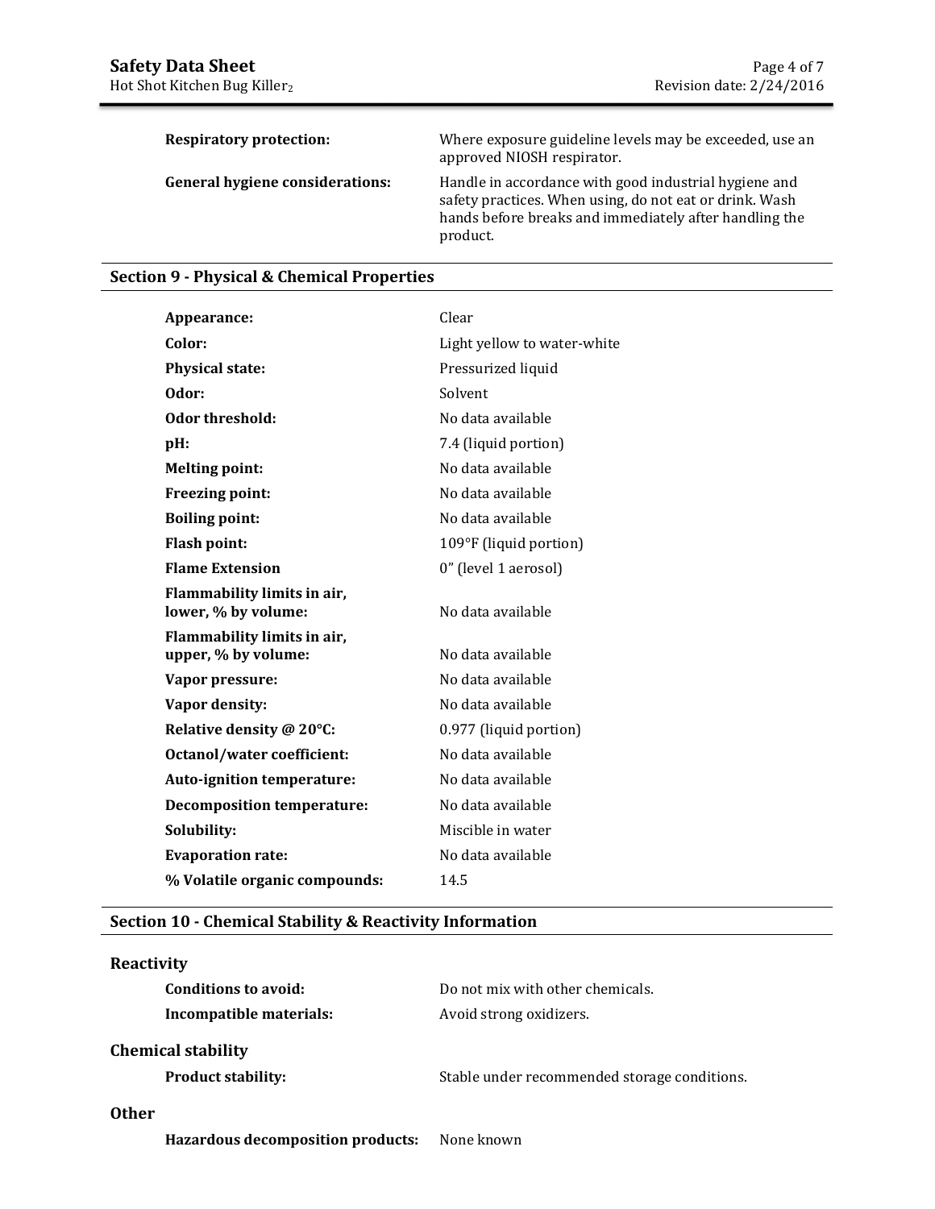| | |
|---|---|
| **Respiratory protection:** | Where exposure guideline levels may be exceeded, use an approved NIOSH respirator. |
| **General hygiene considerations:** | Handle in accordance with good industrial hygiene and safety practices. When using, do not eat or drink. Wash hands before breaks and immediately after handling the product. |

## Section 9 - Physical & Chemical Properties

| | |
|---|---|
| **Appearance:** | Clear |
| **Color:** | Light yellow to water-white |
| **Physical state:** | Pressurized liquid |
| **Odor:** | Solvent |
| **Odor threshold:** | No data available |
| **pH:** | 7.4 (liquid portion) |
| **Melting point:** | No data available |
| **Freezing point:** | No data available |
| **Boiling point:** | No data available |
| **Flash point:** | 109°F (liquid portion) |
| **Flame Extension** | 0" (level 1 aerosol) |
| **Flammability limits in air, lower, % by volume:** | No data available |
| **Flammability limits in air, upper, % by volume:** | No data available |
| **Vapor pressure:** | No data available |
| **Vapor density:** | No data available |
| **Relative density @ 20°C:** | 0.977 (liquid portion) |
| **Octanol/water coefficient:** | No data available |
| **Auto-ignition temperature:** | No data available |
| **Decomposition temperature:** | No data available |
| **Solubility:** | Miscible in water |
| **Evaporation rate:** | No data available |
| **% Volatile organic compounds:** | 14.5 |

## Section 10 - Chemical Stability & Reactivity Information

### Reactivity

| | |
|---|---|
| **Conditions to avoid:** | Do not mix with other chemicals. |
| **Incompatible materials:** | Avoid strong oxidizers. |

### Chemical stability

| | |
|---|---|
| **Product stability:** | Stable under recommended storage conditions. |

### Other

| | |
|---|---|
| **Hazardous decomposition products:** | None known |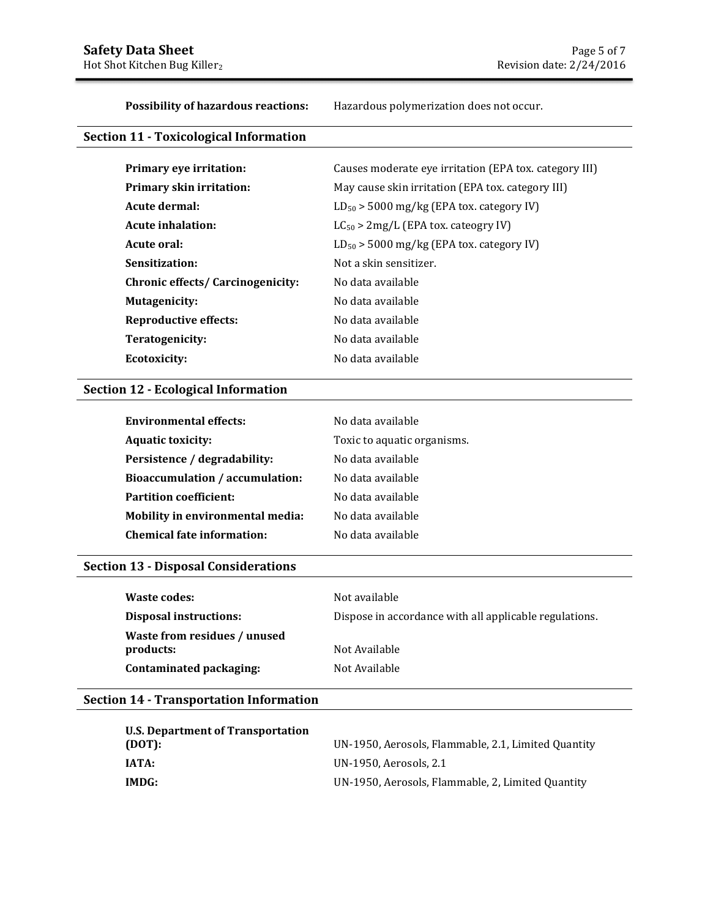**Possibility of hazardous reactions:** Hazardous polymerization does not occur.

## Section 11 - Toxicological Information

| | |
|---|---|
| **Primary eye irritation:** | Causes moderate eye irritation (EPA tox. category III) |
| **Primary skin irritation:** | May cause skin irritation (EPA tox. category III) |
| **Acute dermal:** | $LD_{50}$ > 5000 mg/kg (EPA tox. category IV) |
| **Acute inhalation:** | $LC_{50}$ > 2mg/L (EPA tox. cateogry IV) |
| **Acute oral:** | $LD_{50}$ > 5000 mg/kg (EPA tox. category IV) |
| **Sensitization:** | Not a skin sensitizer. |
| **Chronic effects/ Carcinogenicity:** | No data available |
| **Mutagenicity:** | No data available |
| **Reproductive effects:** | No data available |
| **Teratogenicity:** | No data available |
| **Ecotoxicity:** | No data available |

## Section 12 - Ecological Information

| | |
|---|---|
| **Environmental effects:** | No data available |
| **Aquatic toxicity:** | Toxic to aquatic organisms. |
| **Persistence / degradability:** | No data available |
| **Bioaccumulation / accumulation:** | No data available |
| **Partition coefficient:** | No data available |
| **Mobility in environmental media:** | No data available |
| **Chemical fate information:** | No data available |

## Section 13 - Disposal Considerations

| | |
|---|---|
| **Waste codes:** | Not available |
| **Disposal instructions:** | Dispose in accordance with all applicable regulations. |
| **Waste from residues / unused products:** | Not Available |
| **Contaminated packaging:** | Not Available |

## Section 14 - Transportation Information

| | |
|---|---|
| **U.S. Department of Transportation (DOT):** | UN-1950, Aerosols, Flammable, 2.1, Limited Quantity |
| **IATA:** | UN-1950, Aerosols, 2.1 |
| **IMDG:** | UN-1950, Aerosols, Flammable, 2, Limited Quantity |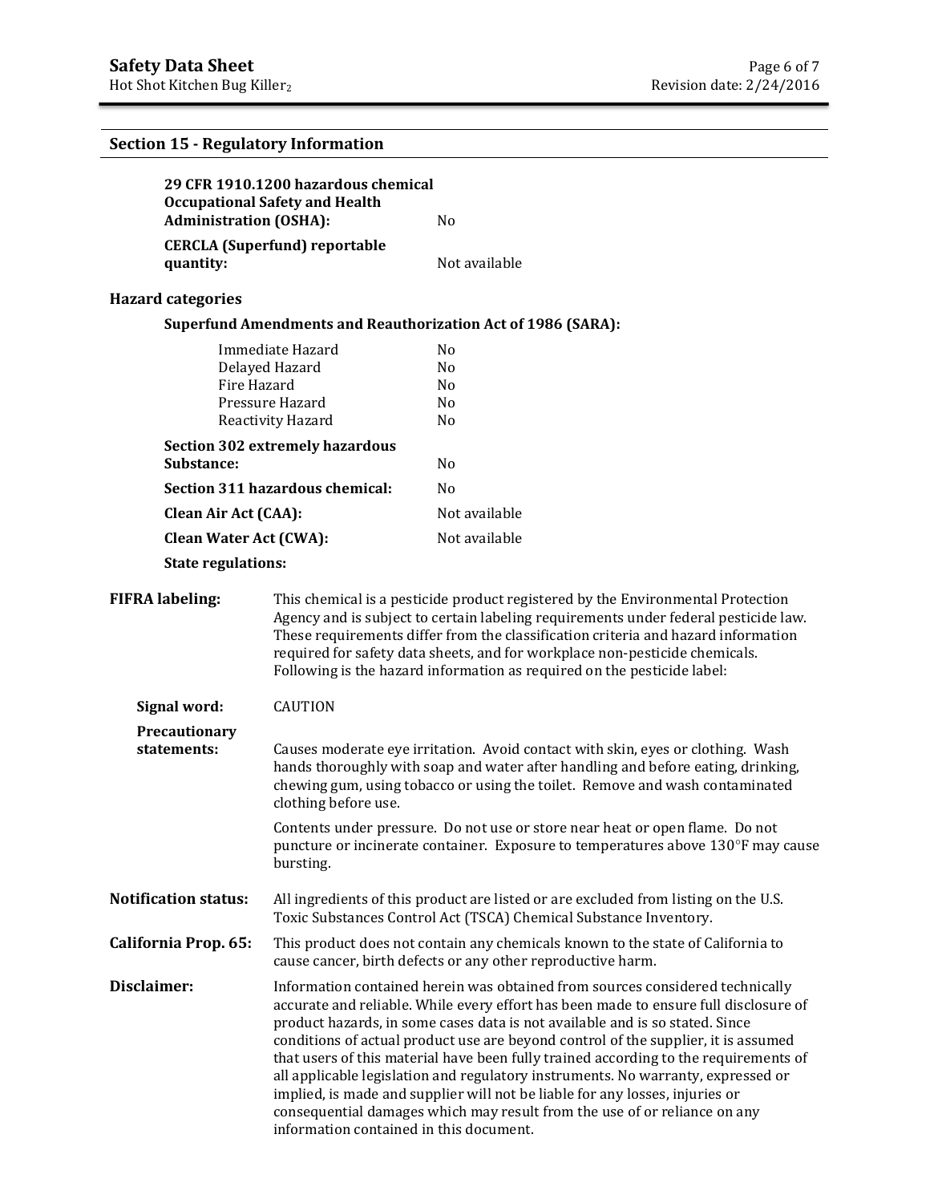## Section 15 - Regulatory Information

| | |
|---|---|
| **29 CFR 1910.1200 hazardous chemical Occupational Safety and Health Administration (OSHA):** | No |
| **CERCLA (Superfund) reportable quantity:** | Not available |

### Hazard categories

**Superfund Amendments and Reauthorization Act of 1986 (SARA):**

| | |
|---|---|
| Immediate Hazard | No |
| Delayed Hazard | No |
| Fire Hazard | No |
| Pressure Hazard | No |
| Reactivity Hazard | No |

| | |
|---|---|
| **Section 302 extremely hazardous Substance:** | No |
| **Section 311 hazardous chemical:** | No |
| **Clean Air Act (CAA):** | Not available |
| **Clean Water Act (CWA):** | Not available |

**State regulations:**

**FIFRA labeling:** This chemical is a pesticide product registered by the Environmental Protection Agency and is subject to certain labeling requirements under federal pesticide law. These requirements differ from the classification criteria and hazard information required for safety data sheets, and for workplace non-pesticide chemicals. Following is the hazard information as required on the pesticide label:

**Signal word:** CAUTION

**Precautionary statements:** Causes moderate eye irritation. Avoid contact with skin, eyes or clothing. Wash hands thoroughly with soap and water after handling and before eating, drinking, chewing gum, using tobacco or using the toilet. Remove and wash contaminated clothing before use.

Contents under pressure. Do not use or store near heat or open flame. Do not puncture or incinerate container. Exposure to temperatures above 130°F may cause bursting.

**Notification status:** All ingredients of this product are listed or are excluded from listing on the U.S. Toxic Substances Control Act (TSCA) Chemical Substance Inventory.

**California Prop. 65:** This product does not contain any chemicals known to the state of California to cause cancer, birth defects or any other reproductive harm.

**Disclaimer:** Information contained herein was obtained from sources considered technically accurate and reliable. While every effort has been made to ensure full disclosure of product hazards, in some cases data is not available and is so stated. Since conditions of actual product use are beyond control of the supplier, it is assumed that users of this material have been fully trained according to the requirements of all applicable legislation and regulatory instruments. No warranty, expressed or implied, is made and supplier will not be liable for any losses, injuries or consequential damages which may result from the use of or reliance on any information contained in this document.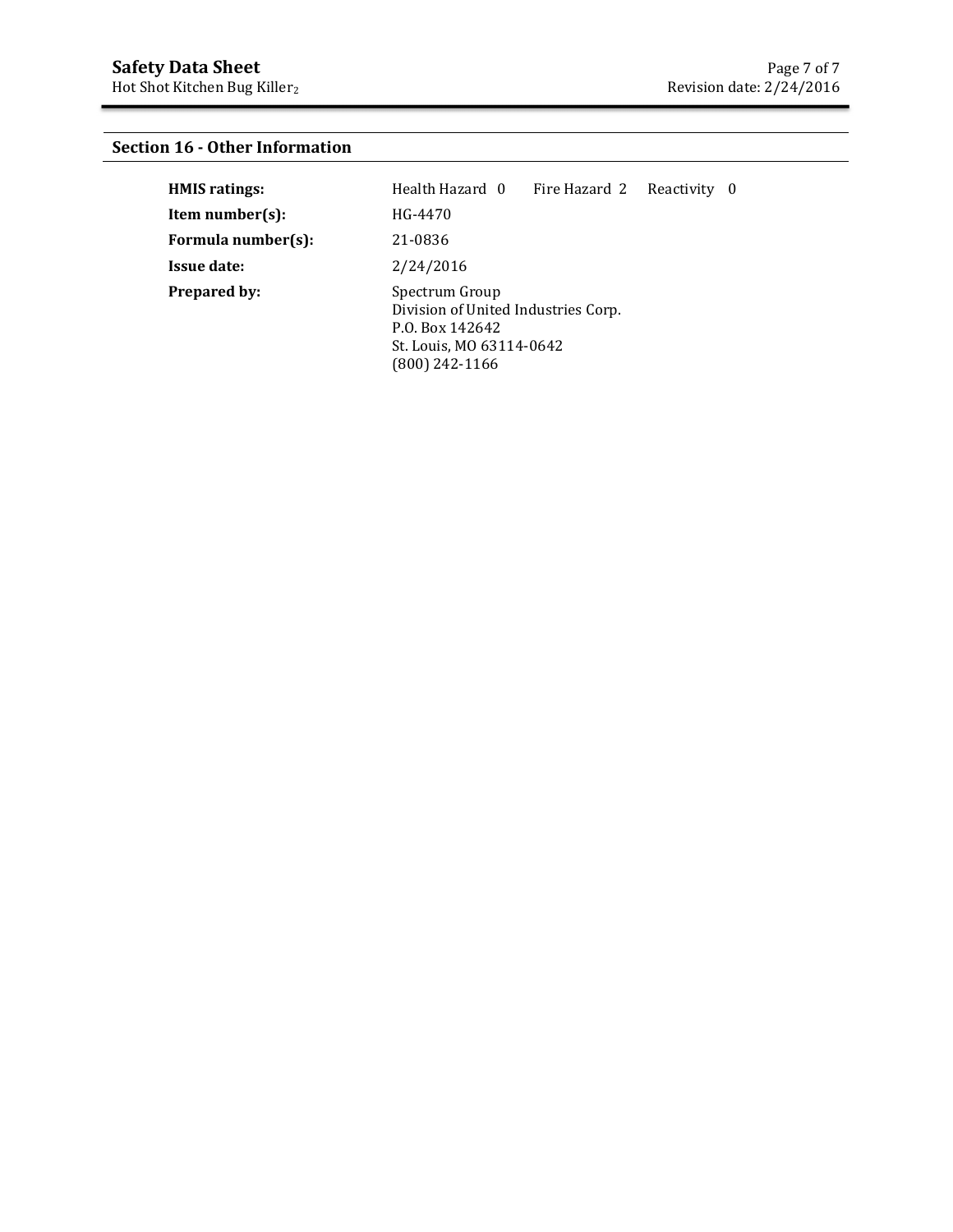## Section 16 - Other Information

| | |
|---|---|
| **HMIS ratings:** | Health Hazard 0 Fire Hazard 2 Reactivity 0 |
| **Item number(s):** | HG-4470 |
| **Formula number(s):** | 21-0836 |
| **Issue date:** | 2/24/2016 |
| **Prepared by:** | Spectrum Group<br>Division of United Industries Corp.<br>P.O. Box 142642<br>St. Louis, MO 63114-0642<br>(800) 242-1166 |